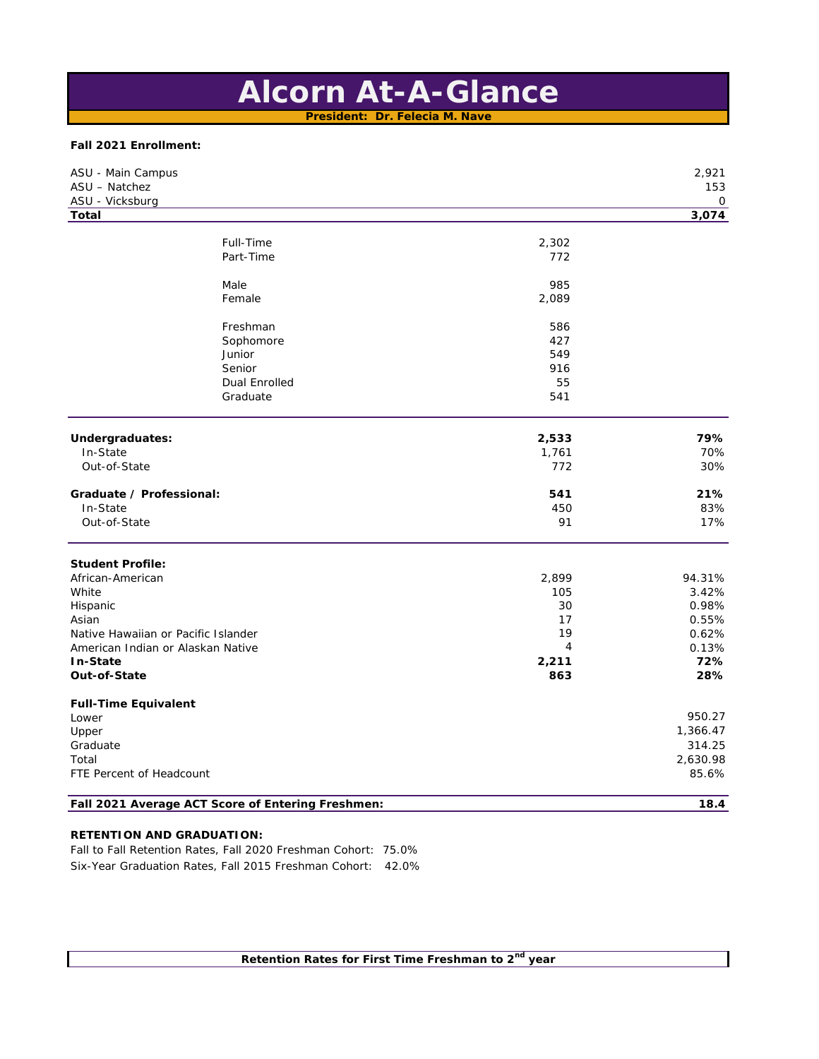# Alcorn At-A-Glance

**President: Dr. Felecia M. Nave**

**Fall 2021 Enrollment:**

| | | |
|---|---|---|
| ASU - Main Campus | | 2,921 |
| ASU – Natchez | | 153 |
| ASU - Vicksburg | | 0 |
| **Total** | | **3,074** |
| Full-Time | 2,302 | |
| Part-Time | 772 | |
| Male | 985 | |
| Female | 2,089 | |
| Freshman | 586 | |
| Sophomore | 427 | |
| Junior | 549 | |
| Senior | 916 | |
| Dual Enrolled | 55 | |
| Graduate | 541 | |

| | | |
|---|---|---|
| **Undergraduates:** | **2,533** | **79%** |
| In-State | 1,761 | 70% |
| Out-of-State | 772 | 30% |
| **Graduate / Professional:** | **541** | **21%** |
| In-State | 450 | 83% |
| Out-of-State | 91 | 17% |

| | | |
|---|---|---|
| **Student Profile:** | | |
| African-American | 2,899 | 94.31% |
| White | 105 | 3.42% |
| Hispanic | 30 | 0.98% |
| Asian | 17 | 0.55% |
| Native Hawaiian or Pacific Islander | 19 | 0.62% |
| American Indian or Alaskan Native | 4 | 0.13% |
| **In-State** | **2,211** | **72%** |
| **Out-of-State** | **863** | **28%** |

| | |
|---|---|
| **Full-Time Equivalent** | |
| Lower | 950.27 |
| Upper | 1,366.47 |
| Graduate | 314.25 |
| Total | 2,630.98 |
| FTE Percent of Headcount | 85.6% |

**Fall 2021 Average ACT Score of Entering Freshmen:** **18.4**

**RETENTION AND GRADUATION:**

Fall to Fall Retention Rates, Fall 2020 Freshman Cohort: 75.0%

Six-Year Graduation Rates, Fall 2015 Freshman Cohort: 42.0%

**Retention Rates for First Time Freshman to 2nd year**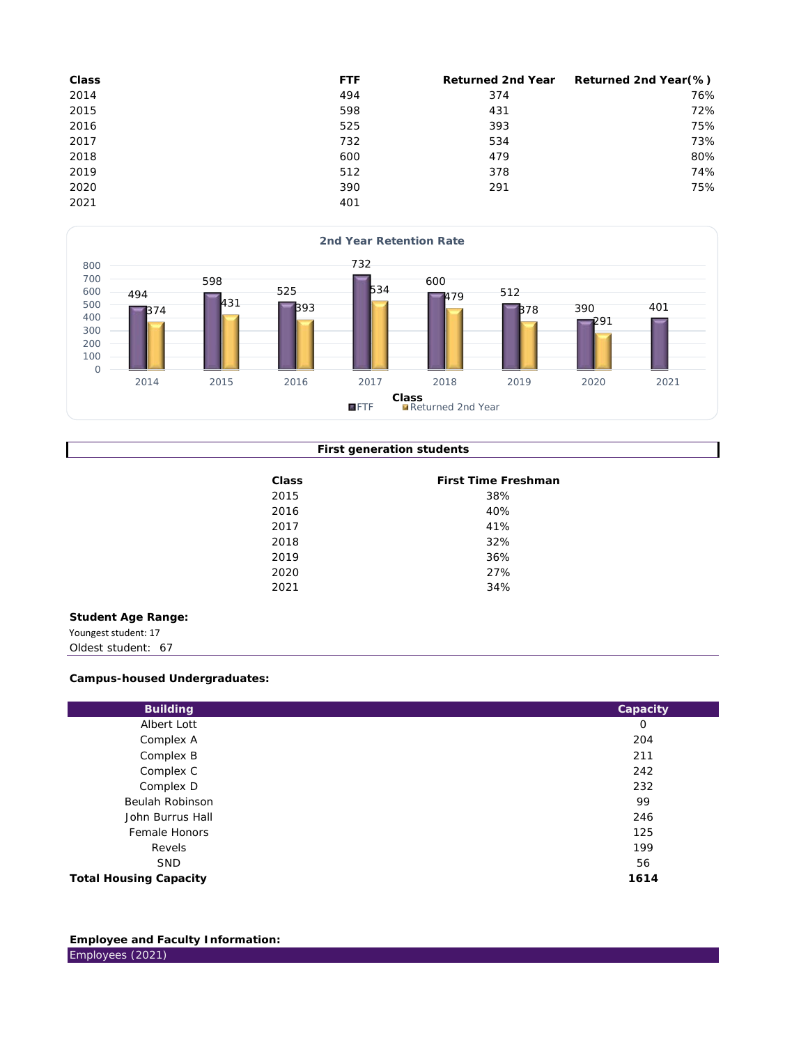| Class | FTF | Returned 2nd Year | Returned 2nd Year(%) |
|---|---|---|---|
| 2014 | 494 | 374 | 76% |
| 2015 | 598 | 431 | 72% |
| 2016 | 525 | 393 | 75% |
| 2017 | 732 | 534 | 73% |
| 2018 | 600 | 479 | 80% |
| 2019 | 512 | 378 | 74% |
| 2020 | 390 | 291 | 75% |
| 2021 | 401 | | |

2nd Year Retention Rate

800
700
600
500
400
300
200
100
0

494 374 598 431 525 393 732 534 600 479 512 378 390 291 401

2014 2015 2016 2017 2018 2019 2020 2021

Class

FTF Returned 2nd Year

**First generation students**

| Class | First Time Freshman |
|---|---|
| 2015 | 38% |
| 2016 | 40% |
| 2017 | 41% |
| 2018 | 32% |
| 2019 | 36% |
| 2020 | 27% |
| 2021 | 34% |

**Student Age Range:**

Youngest student: 17

Oldest student: 67

**Campus-housed Undergraduates:**

| Building | Capacity |
|---|---|
| Albert Lott | 0 |
| Complex A | 204 |
| Complex B | 211 |
| Complex C | 242 |
| Complex D | 232 |
| Beulah Robinson | 99 |
| John Burrus Hall | 246 |
| Female Honors | 125 |
| Revels | 199 |
| SND | 56 |
| **Total Housing Capacity** | **1614** |

**Employee and Faculty Information:**

Employees (2021)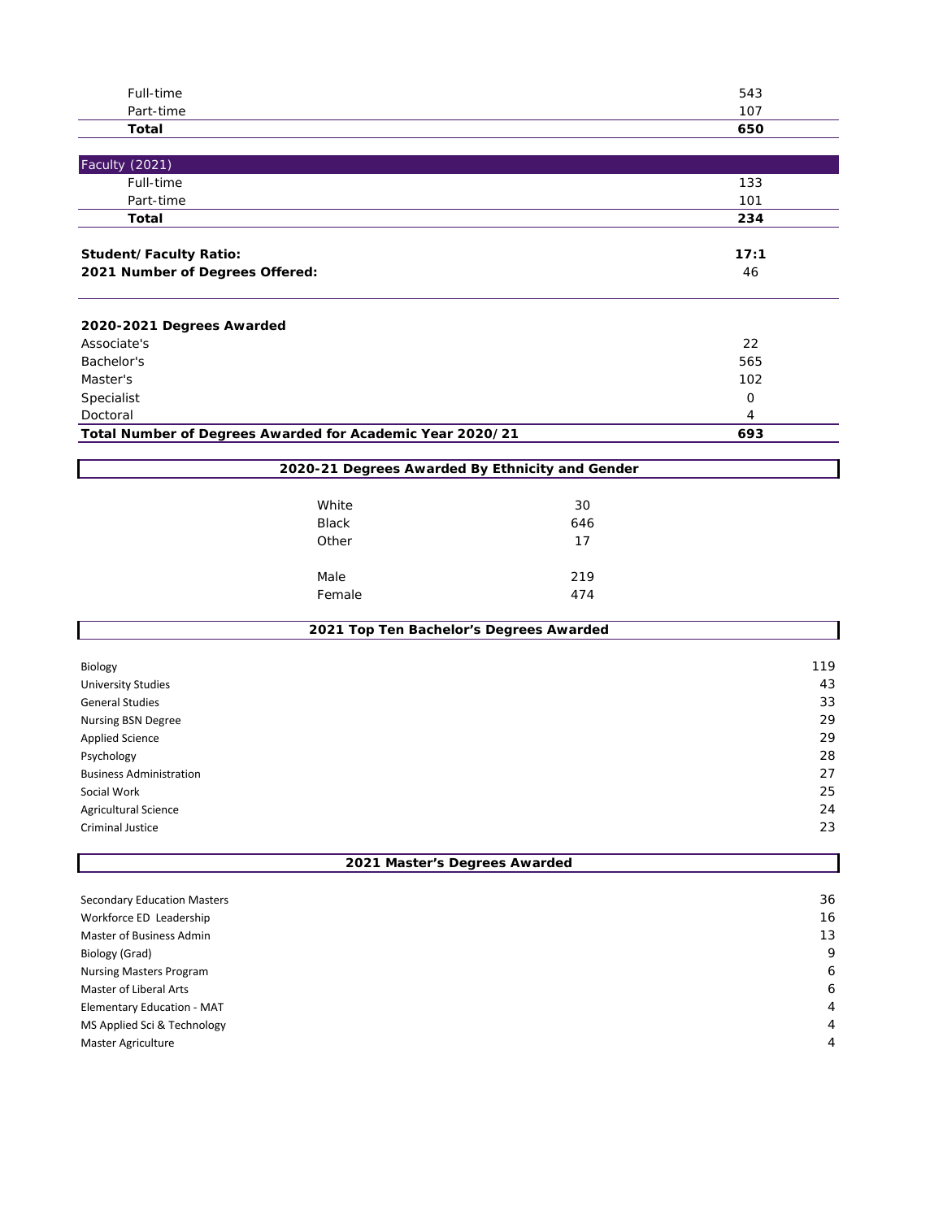| | |
|---|---|
| Full-time | 543 |
| Part-time | 107 |
| **Total** | **650** |

| Faculty (2021) | |
|---|---|
| Full-time | 133 |
| Part-time | 101 |
| **Total** | **234** |

| | |
|---|---|
| **Student/Faculty Ratio:** | **17:1** |
| **2021 Number of Degrees Offered:** | 46 |

| 2020-2021 Degrees Awarded | |
|---|---|
| Associate's | 22 |
| Bachelor's | 565 |
| Master's | 102 |
| Specialist | 0 |
| Doctoral | 4 |
| **Total Number of Degrees Awarded for Academic Year 2020/21** | **693** |

## 2020-21 Degrees Awarded By Ethnicity and Gender

| | |
|---|---|
| White | 30 |
| Black | 646 |
| Other | 17 |
| Male | 219 |
| Female | 474 |

## 2021 Top Ten Bachelor's Degrees Awarded

| | |
|---|---|
| Biology | 119 |
| University Studies | 43 |
| General Studies | 33 |
| Nursing BSN Degree | 29 |
| Applied Science | 29 |
| Psychology | 28 |
| Business Administration | 27 |
| Social Work | 25 |
| Agricultural Science | 24 |
| Criminal Justice | 23 |

## 2021 Master's Degrees Awarded

| | |
|---|---|
| Secondary Education Masters | 36 |
| Workforce ED Leadership | 16 |
| Master of Business Admin | 13 |
| Biology (Grad) | 9 |
| Nursing Masters Program | 6 |
| Master of Liberal Arts | 6 |
| Elementary Education - MAT | 4 |
| MS Applied Sci & Technology | 4 |
| Master Agriculture | 4 |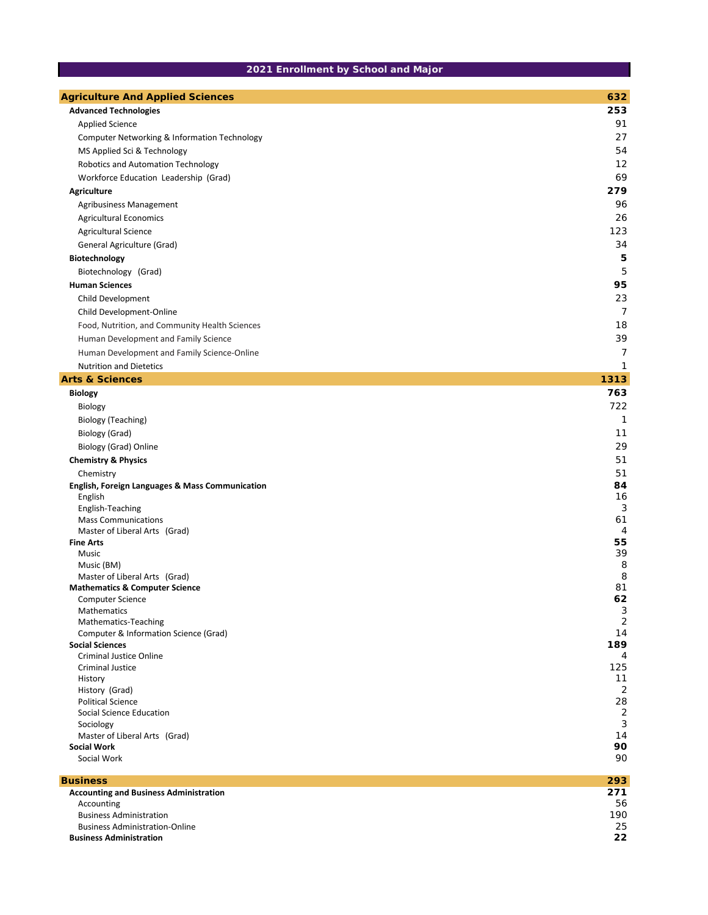## 2021 Enrollment by School and Major

| | |
|---|---|
| **Agriculture And Applied Sciences** | **632** |
| **Advanced Technologies** | **253** |
| Applied Science | 91 |
| Computer Networking & Information Technology | 27 |
| MS Applied Sci & Technology | 54 |
| Robotics and Automation Technology | 12 |
| Workforce Education Leadership (Grad) | 69 |
| **Agriculture** | **279** |
| Agribusiness Management | 96 |
| Agricultural Economics | 26 |
| Agricultural Science | 123 |
| General Agriculture (Grad) | 34 |
| **Biotechnology** | **5** |
| Biotechnology (Grad) | 5 |
| **Human Sciences** | **95** |
| Child Development | 23 |
| Child Development-Online | 7 |
| Food, Nutrition, and Community Health Sciences | 18 |
| Human Development and Family Science | 39 |
| Human Development and Family Science-Online | 7 |
| Nutrition and Dietetics | 1 |
| **Arts & Sciences** | **1313** |
| **Biology** | **763** |
| Biology | 722 |
| Biology (Teaching) | 1 |
| Biology (Grad) | 11 |
| Biology (Grad) Online | 29 |
| **Chemistry & Physics** | 51 |
| Chemistry | 51 |
| **English, Foreign Languages & Mass Communication** | **84** |
| English | 16 |
| English-Teaching | 3 |
| Mass Communications | 61 |
| Master of Liberal Arts (Grad) | 4 |
| **Fine Arts** | **55** |
| Music | 39 |
| Music (BM) | 8 |
| Master of Liberal Arts (Grad) | 8 |
| **Mathematics & Computer Science** | 81 |
| Computer Science | **62** |
| Mathematics | 3 |
| Mathematics-Teaching | 2 |
| Computer & Information Science (Grad) | 14 |
| **Social Sciences** | **189** |
| Criminal Justice Online | 4 |
| Criminal Justice | 125 |
| History | 11 |
| History (Grad) | 2 |
| Political Science | 28 |
| Social Science Education | 2 |
| Sociology | 3 |
| Master of Liberal Arts (Grad) | 14 |
| **Social Work** | **90** |
| Social Work | 90 |
| **Business** | **293** |
| **Accounting and Business Administration** | **271** |
| Accounting | 56 |
| Business Administration | 190 |
| Business Administration-Online | 25 |
| **Business Administration** | **22** |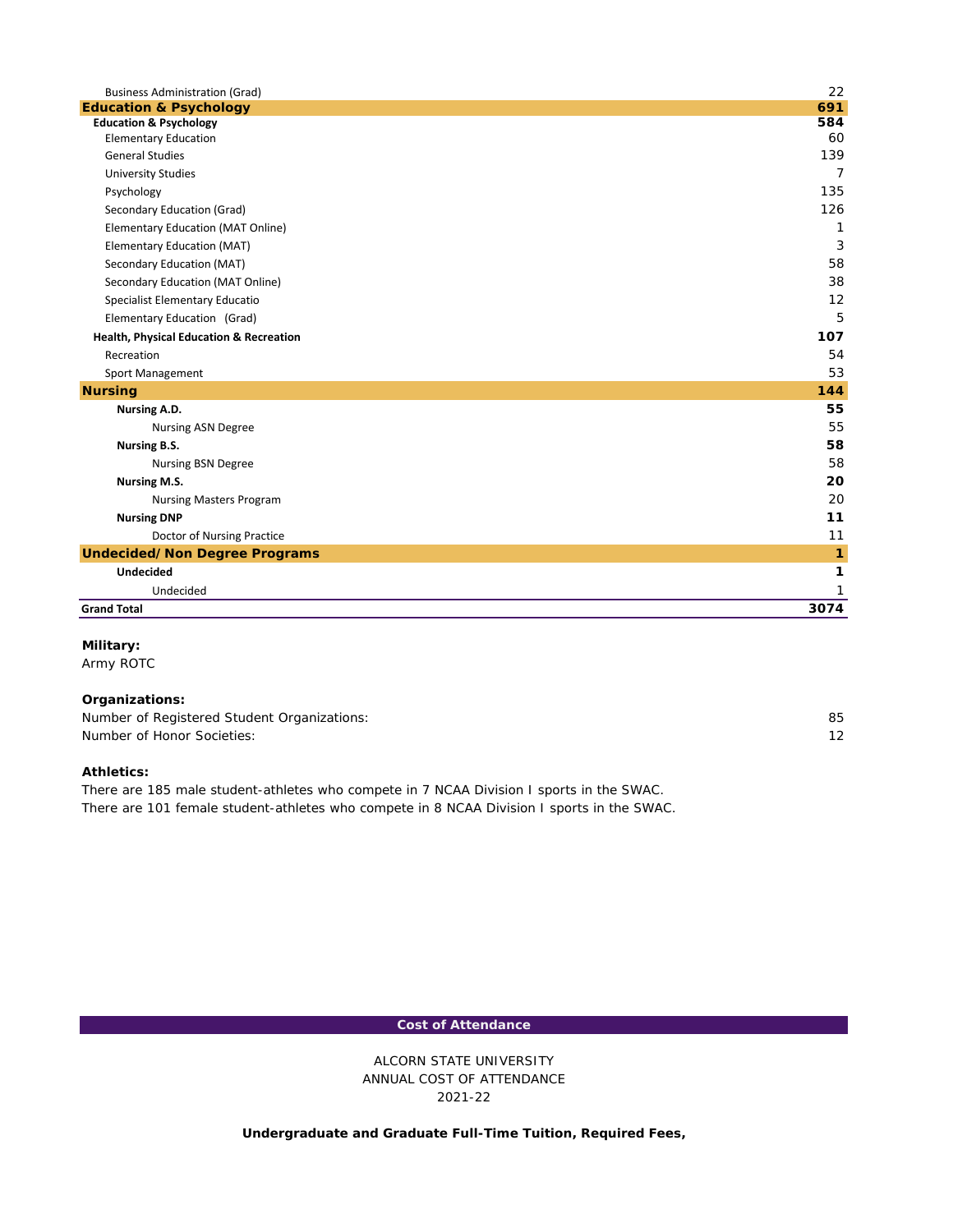| | |
|---|---|
| Business Administration (Grad) | 22 |
| **Education & Psychology** | **691** |
| **Education & Psychology** | **584** |
| Elementary Education | 60 |
| General Studies | 139 |
| University Studies | 7 |
| Psychology | 135 |
| Secondary Education (Grad) | 126 |
| Elementary Education (MAT Online) | 1 |
| Elementary Education (MAT) | 3 |
| Secondary Education (MAT) | 58 |
| Secondary Education (MAT Online) | 38 |
| Specialist Elementary Educatio | 12 |
| Elementary Education (Grad) | 5 |
| **Health, Physical Education & Recreation** | **107** |
| Recreation | 54 |
| Sport Management | 53 |
| **Nursing** | **144** |
| **Nursing A.D.** | **55** |
| Nursing ASN Degree | 55 |
| **Nursing B.S.** | **58** |
| Nursing BSN Degree | 58 |
| **Nursing M.S.** | **20** |
| Nursing Masters Program | 20 |
| **Nursing DNP** | **11** |
| Doctor of Nursing Practice | 11 |
| **Undecided/Non Degree Programs** | **1** |
| **Undecided** | **1** |
| Undecided | 1 |
| **Grand Total** | **3074** |

**Military:**
Army ROTC

**Organizations:**

| | |
|---|---|
| Number of Registered Student Organizations: | 85 |
| Number of Honor Societies: | 12 |

**Athletics:**
There are 185 male student-athletes who compete in 7 NCAA Division I sports in the SWAC.
There are 101 female student-athletes who compete in 8 NCAA Division I sports in the SWAC.

## Cost of Attendance

ALCORN STATE UNIVERSITY
ANNUAL COST OF ATTENDANCE
2021-22

**Undergraduate and Graduate Full-Time Tuition, Required Fees,**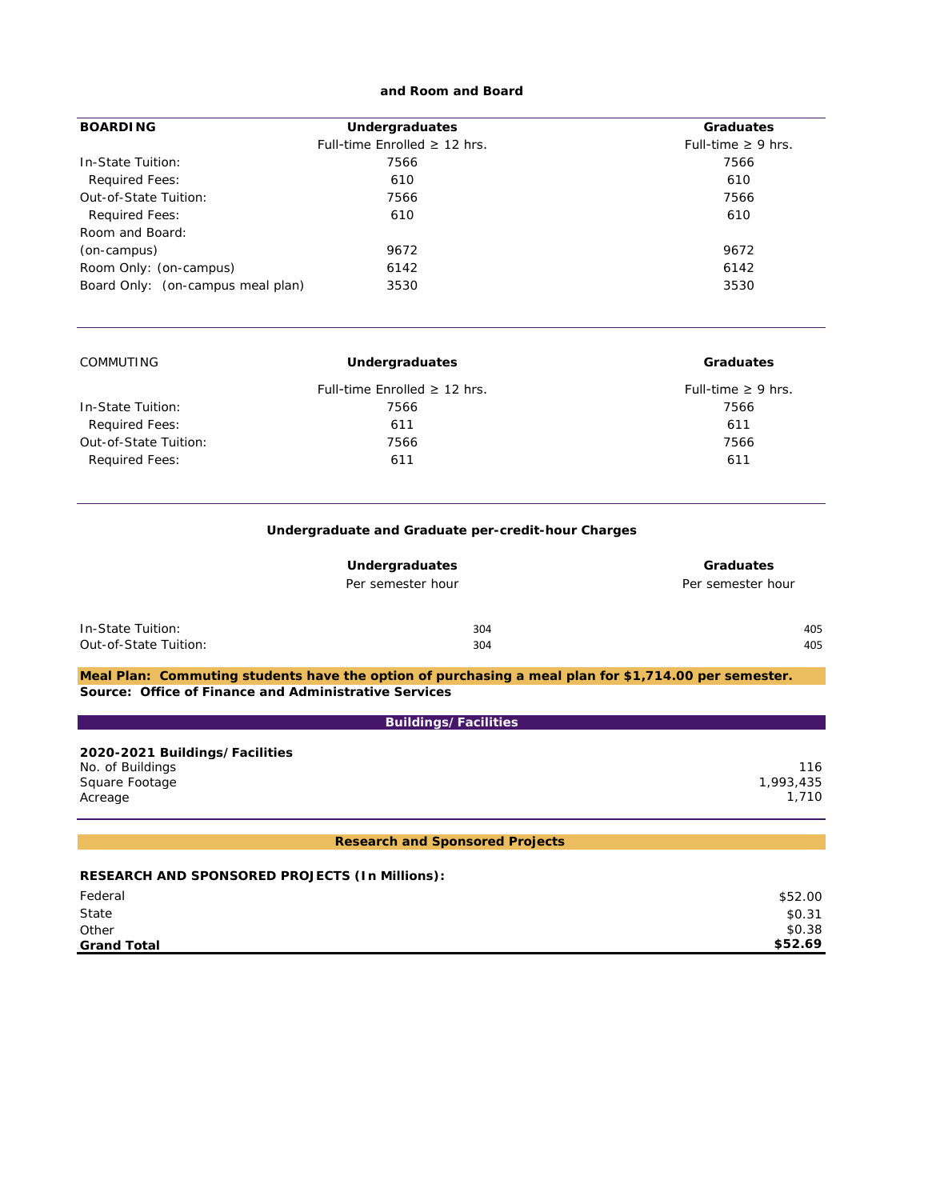**and Room and Board**

| BOARDING | Undergraduates | Graduates |
| --- | --- | --- |
| | Full-time Enrolled ≥ 12 hrs. | Full-time ≥ 9 hrs. |
| In-State Tuition: | 7566 | 7566 |
| Required Fees: | 610 | 610 |
| Out-of-State Tuition: | 7566 | 7566 |
| Required Fees: | 610 | 610 |
| Room and Board: | | |
| (on-campus) | 9672 | 9672 |
| Room Only: (on-campus) | 6142 | 6142 |
| Board Only: (on-campus meal plan) | 3530 | 3530 |

| COMMUTING | Undergraduates | Graduates |
| --- | --- | --- |
| | Full-time Enrolled ≥ 12 hrs. | Full-time ≥ 9 hrs. |
| In-State Tuition: | 7566 | 7566 |
| Required Fees: | 611 | 611 |
| Out-of-State Tuition: | 7566 | 7566 |
| Required Fees: | 611 | 611 |

**Undergraduate and Graduate per-credit-hour Charges**

| | Undergraduates | Graduates |
| --- | --- | --- |
| | Per semester hour | Per semester hour |
| In-State Tuition: | 304 | 405 |
| Out-of-State Tuition: | 304 | 405 |

**Meal Plan: Commuting students have the option of purchasing a meal plan for $1,714.00 per semester.**
**Source: Office of Finance and Administrative Services**

## Buildings/Facilities

| 2020-2021 Buildings/Facilities | |
| --- | --- |
| No. of Buildings | 116 |
| Square Footage | 1,993,435 |
| Acreage | 1,710 |

## Research and Sponsored Projects

| RESEARCH AND SPONSORED PROJECTS (In Millions): | |
| --- | --- |
| Federal | $52.00 |
| State | $0.31 |
| Other | $0.38 |
| **Grand Total** | **$52.69** |